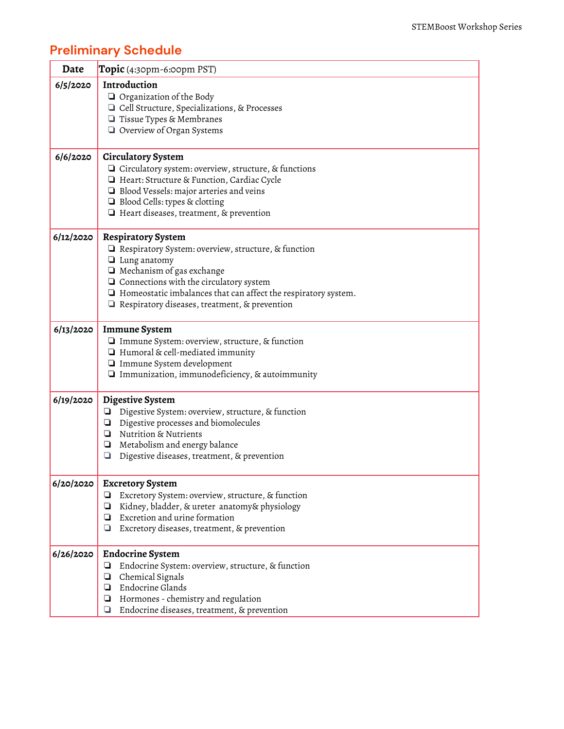## Preliminary Schedule

| Date | Topic (4:30pm-6:00pm PST) |
|---|---|
| 6/5/2020 | **Introduction**<br>❏ Organization of the Body<br>❏ Cell Structure, Specializations, & Processes<br>❏ Tissue Types & Membranes<br>❏ Overview of Organ Systems |
| 6/6/2020 | **Circulatory System**<br>❏ Circulatory system: overview, structure, & functions<br>❏ Heart: Structure & Function, Cardiac Cycle<br>❏ Blood Vessels: major arteries and veins<br>❏ Blood Cells: types & clotting<br>❏ Heart diseases, treatment, & prevention |
| 6/12/2020 | **Respiratory System**<br>❏ Respiratory System: overview, structure, & function<br>❏ Lung anatomy<br>❏ Mechanism of gas exchange<br>❏ Connections with the circulatory system<br>❏ Homeostatic imbalances that can affect the respiratory system.<br>❏ Respiratory diseases, treatment, & prevention |
| 6/13/2020 | **Immune System**<br>❏ Immune System: overview, structure, & function<br>❏ Humoral & cell-mediated immunity<br>❏ Immune System development<br>❏ Immunization, immunodeficiency, & autoimmunity |
| 6/19/2020 | **Digestive System**<br>❏ Digestive System: overview, structure, & function<br>❏ Digestive processes and biomolecules<br>❏ Nutrition & Nutrients<br>❏ Metabolism and energy balance<br>❏ Digestive diseases, treatment, & prevention |
| 6/20/2020 | **Excretory System**<br>❏ Excretory System: overview, structure, & function<br>❏ Kidney, bladder, & ureter anatomy& physiology<br>❏ Excretion and urine formation<br>❏ Excretory diseases, treatment, & prevention |
| 6/26/2020 | **Endocrine System**<br>❏ Endocrine System: overview, structure, & function<br>❏ Chemical Signals<br>❏ Endocrine Glands<br>❏ Hormones - chemistry and regulation<br>❏ Endocrine diseases, treatment, & prevention |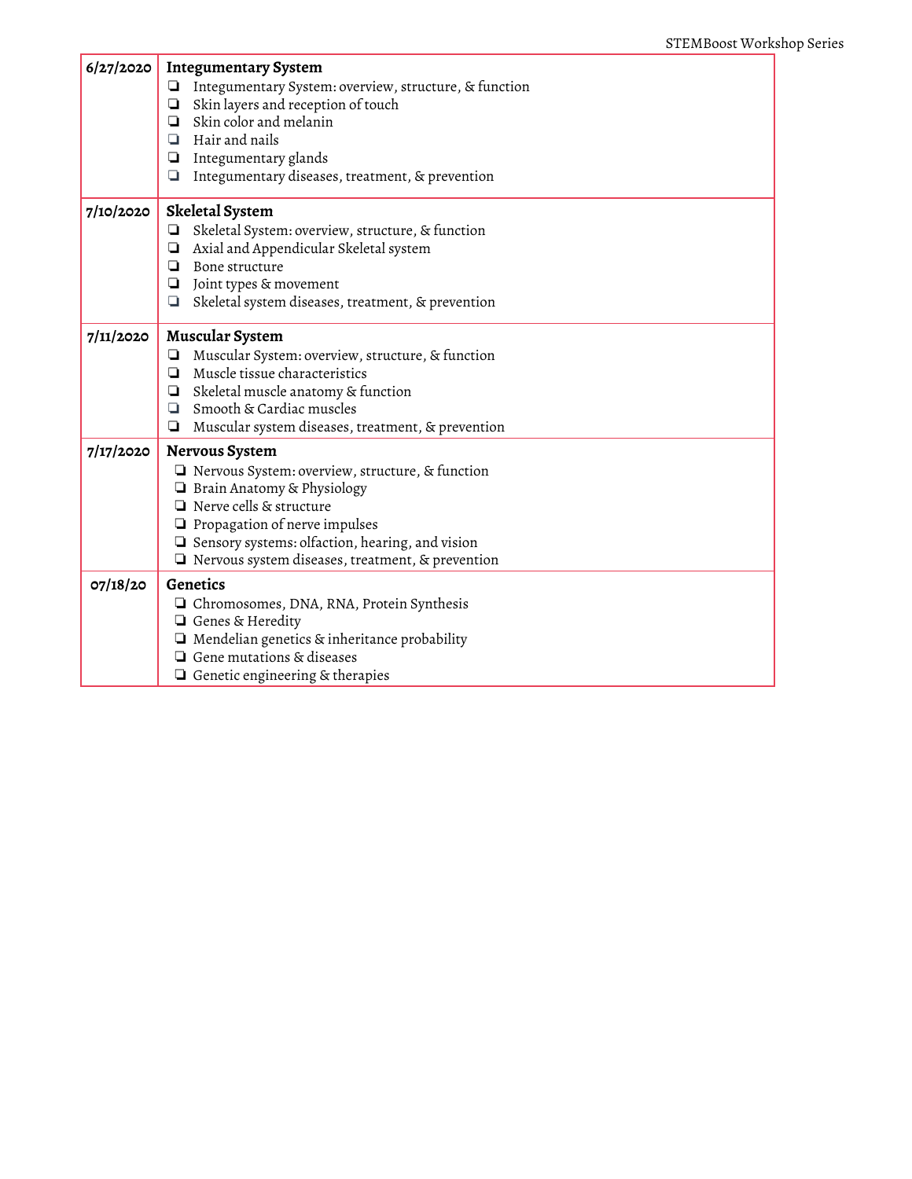| | |
|---|---|
| 6/27/2020 | **Integumentary System**<br>❏ Integumentary System: overview, structure, & function<br>❏ Skin layers and reception of touch<br>❏ Skin color and melanin<br>❏ Hair and nails<br>❏ Integumentary glands<br>❏ Integumentary diseases, treatment, & prevention |
| 7/10/2020 | **Skeletal System**<br>❏ Skeletal System: overview, structure, & function<br>❏ Axial and Appendicular Skeletal system<br>❏ Bone structure<br>❏ Joint types & movement<br>❏ Skeletal system diseases, treatment, & prevention |
| 7/11/2020 | **Muscular System**<br>❏ Muscular System: overview, structure, & function<br>❏ Muscle tissue characteristics<br>❏ Skeletal muscle anatomy & function<br>❏ Smooth & Cardiac muscles<br>❏ Muscular system diseases, treatment, & prevention |
| 7/17/2020 | **Nervous System**<br>❏ Nervous System: overview, structure, & function<br>❏ Brain Anatomy & Physiology<br>❏ Nerve cells & structure<br>❏ Propagation of nerve impulses<br>❏ Sensory systems: olfaction, hearing, and vision<br>❏ Nervous system diseases, treatment, & prevention |
| 07/18/20 | **Genetics**<br>❏ Chromosomes, DNA, RNA, Protein Synthesis<br>❏ Genes & Heredity<br>❏ Mendelian genetics & inheritance probability<br>❏ Gene mutations & diseases<br>❏ Genetic engineering & therapies |